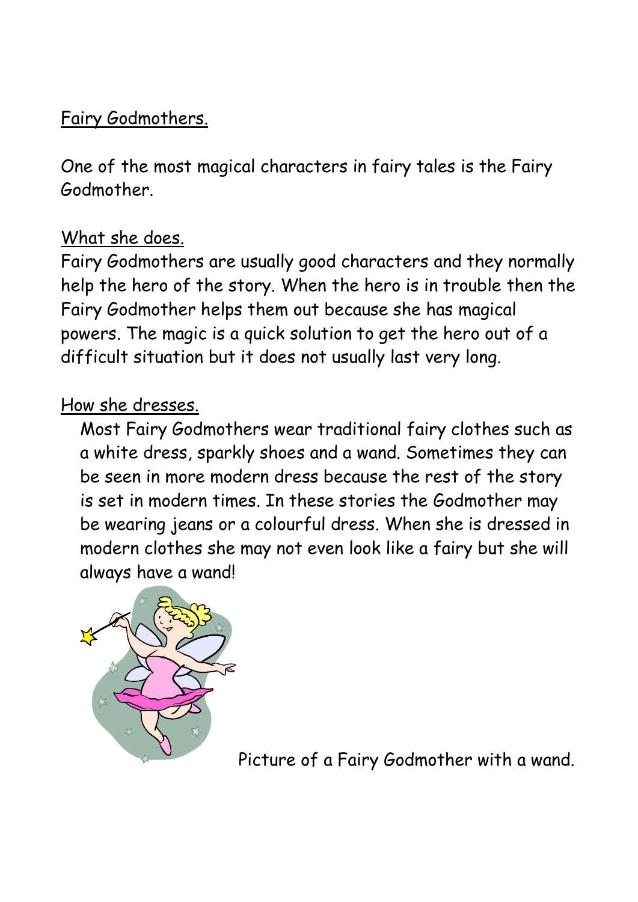# Fairy Godmothers.

One of the most magical characters in fairy tales is the Fairy Godmother.

## What she does.

Fairy Godmothers are usually good characters and they normally help the hero of the story. When the hero is in trouble then the Fairy Godmother helps them out because she has magical powers. The magic is a quick solution to get the hero out of a difficult situation but it does not usually last very long.

## How she dresses.

Most Fairy Godmothers wear traditional fairy clothes such as a white dress, sparkly shoes and a wand. Sometimes they can be seen in more modern dress because the rest of the story is set in modern times. In these stories the Godmother may be wearing jeans or a colourful dress. When she is dressed in modern clothes she may not even look like a fairy but she will always have a wand!

Picture of a Fairy Godmother with a wand.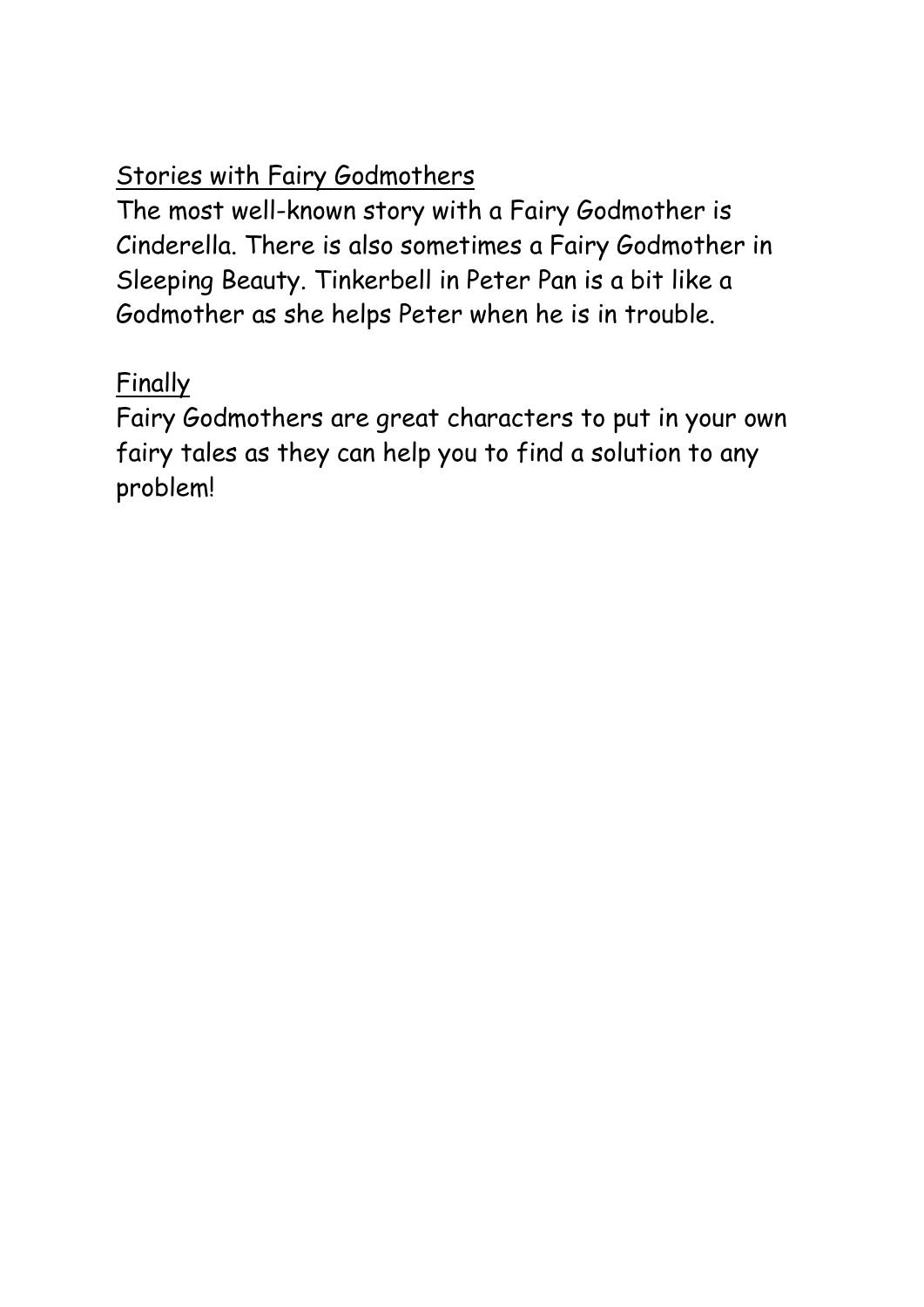## Stories with Fairy Godmothers

The most well-known story with a Fairy Godmother is Cinderella. There is also sometimes a Fairy Godmother in Sleeping Beauty. Tinkerbell in Peter Pan is a bit like a Godmother as she helps Peter when he is in trouble.

## Finally

Fairy Godmothers are great characters to put in your own fairy tales as they can help you to find a solution to any problem!